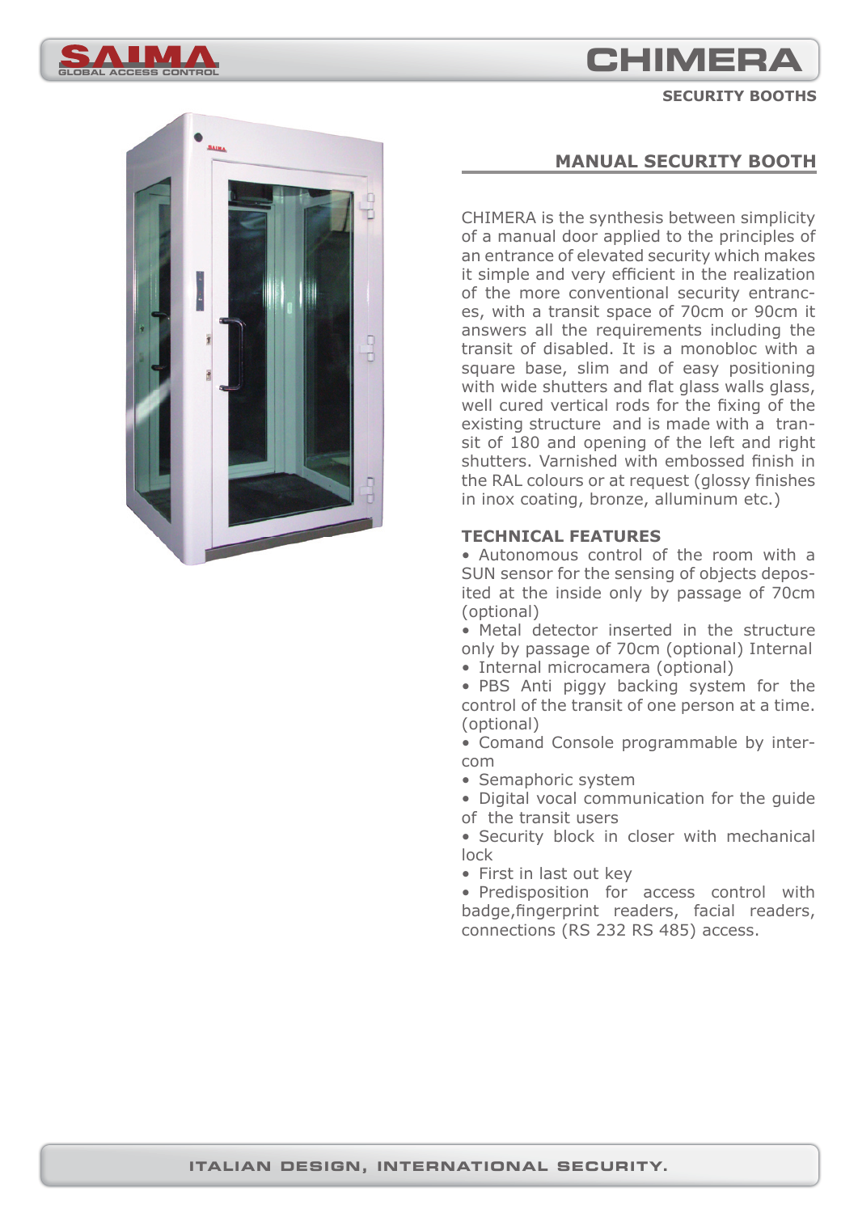# CHIMERA

SAIMA GLOBAL ACCESS CONTROL

**SECURITY BOOTHS**

## MANUAL SECURITY BOOTH

CHIMERA is the synthesis between simplicity of a manual door applied to the principles of an entrance of elevated security which makes it simple and very efficient in the realization of the more conventional security entrances, with a transit space of 70cm or 90cm it answers all the requirements including the transit of disabled. It is a monobloc with a square base, slim and of easy positioning with wide shutters and flat glass walls glass, well cured vertical rods for the fixing of the existing structure and is made with a transit of 180 and opening of the left and right shutters. Varnished with embossed finish in the RAL colours or at request (glossy finishes in inox coating, bronze, alluminum etc.)

### TECHNICAL FEATURES

- Autonomous control of the room with a SUN sensor for the sensing of objects deposited at the inside only by passage of 70cm (optional)
- Metal detector inserted in the structure only by passage of 70cm (optional) Internal
- Internal microcamera (optional)
- PBS Anti piggy backing system for the control of the transit of one person at a time. (optional)
- Comand Console programmable by intercom
- Semaphoric system
- Digital vocal communication for the guide of the transit users
- Security block in closer with mechanical lock
- First in last out key
- Predisposition for access control with badge,fingerprint readers, facial readers, connections (RS 232 RS 485) access.

ITALIAN DESIGN, INTERNATIONAL SECURITY.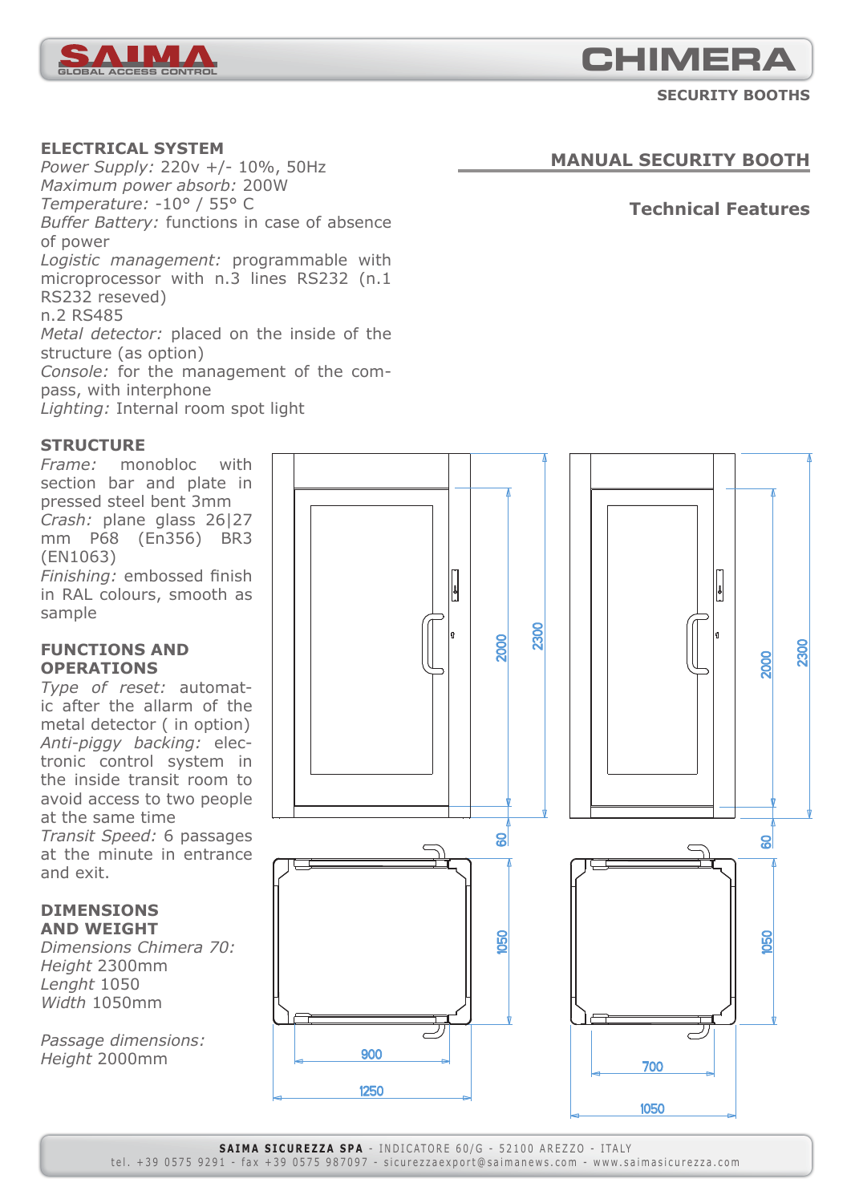SAIMA
GLOBAL ACCESS CONTROL

# CHIMERA

SECURITY BOOTHS

## MANUAL SECURITY BOOTH

### Technical Features

### ELECTRICAL SYSTEM

*Power Supply:* 220v +/- 10%, 50Hz
*Maximum power absorb:* 200W
*Temperature:* -10° / 55° C
*Buffer Battery:* functions in case of absence of power
*Logistic management:* programmable with microprocessor with n.3 lines RS232 (n.1 RS232 reseved)
n.2 RS485
*Metal detector:* placed on the inside of the structure (as option)
*Console:* for the management of the compass, with interphone
*Lighting:* Internal room spot light

### STRUCTURE

*Frame:* monobloc with section bar and plate in pressed steel bent 3mm
*Crash:* plane glass 26|27 mm P68 (En356) BR3 (EN1063)
*Finishing:* embossed finish in RAL colours, smooth as sample

### FUNCTIONS AND OPERATIONS

*Type of reset:* automatic after the allarm of the metal detector ( in option)
*Anti-piggy backing:* electronic control system in the inside transit room to avoid access to two people at the same time
*Transit Speed:* 6 passages at the minute in entrance and exit.

### DIMENSIONS AND WEIGHT

*Dimensions Chimera 70:*
*Height* 2300mm
*Lenght* 1050
*Width* 1050mm

*Passage dimensions:*
*Height* 2000mm

2000
2300
60
1050
900
1250

2000
2300
60
1050
700
1050

**SAIMA SICUREZZA SPA** - INDICATORE 60/G - 52100 AREZZO - ITALY
tel. +39 0575 9291 - fax +39 0575 987097 - sicurezzaexport@saimanews.com - www.saimasicurezza.com